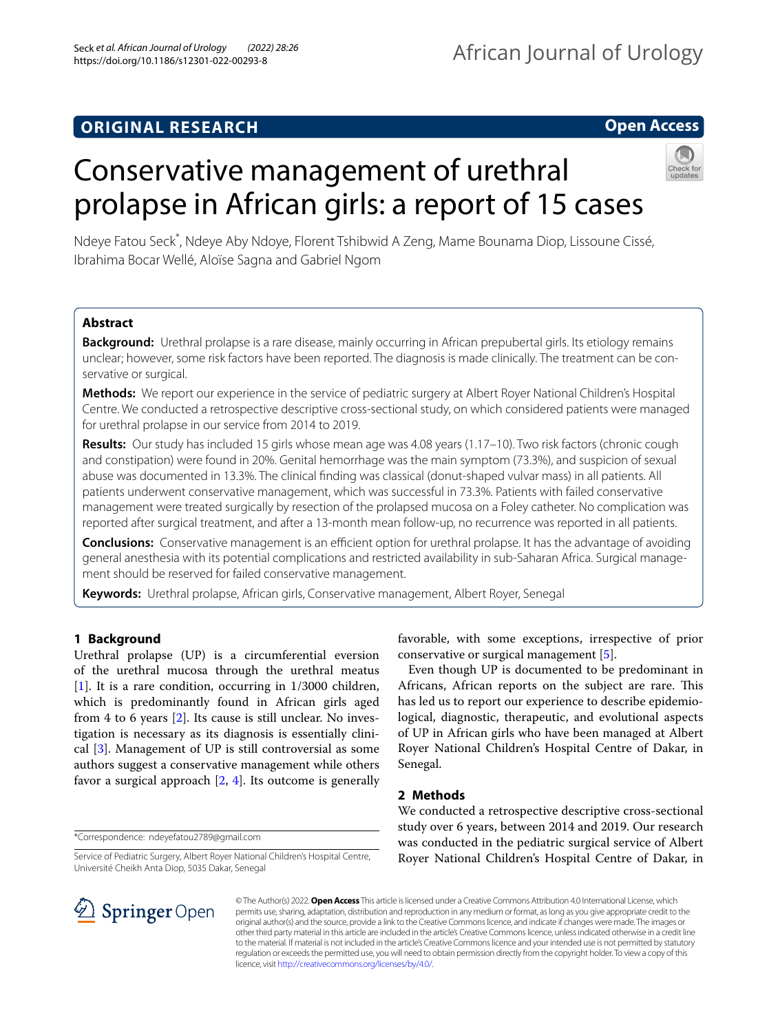ORIGINAL RESEARCH

Open Access

# Conservative management of urethral prolapse in African girls: a report of 15 cases

Ndeye Fatou Seck*, Ndeye Aby Ndoye, Florent Tshibwid A Zeng, Mame Bounama Diop, Lissoune Cissé, Ibrahima Bocar Wellé, Aloïse Sagna and Gabriel Ngom

## Abstract

**Background:** Urethral prolapse is a rare disease, mainly occurring in African prepubertal girls. Its etiology remains unclear; however, some risk factors have been reported. The diagnosis is made clinically. The treatment can be conservative or surgical.

**Methods:** We report our experience in the service of pediatric surgery at Albert Royer National Children's Hospital Centre. We conducted a retrospective descriptive cross-sectional study, on which considered patients were managed for urethral prolapse in our service from 2014 to 2019.

**Results:** Our study has included 15 girls whose mean age was 4.08 years (1.17–10). Two risk factors (chronic cough and constipation) were found in 20%. Genital hemorrhage was the main symptom (73.3%), and suspicion of sexual abuse was documented in 13.3%. The clinical finding was classical (donut-shaped vulvar mass) in all patients. All patients underwent conservative management, which was successful in 73.3%. Patients with failed conservative management were treated surgically by resection of the prolapsed mucosa on a Foley catheter. No complication was reported after surgical treatment, and after a 13-month mean follow-up, no recurrence was reported in all patients.

**Conclusions:** Conservative management is an efficient option for urethral prolapse. It has the advantage of avoiding general anesthesia with its potential complications and restricted availability in sub-Saharan Africa. Surgical management should be reserved for failed conservative management.

**Keywords:** Urethral prolapse, African girls, Conservative management, Albert Royer, Senegal

## 1 Background

Urethral prolapse (UP) is a circumferential eversion of the urethral mucosa through the urethral meatus [1]. It is a rare condition, occurring in 1/3000 children, which is predominantly found in African girls aged from 4 to 6 years [2]. Its cause is still unclear. No investigation is necessary as its diagnosis is essentially clinical [3]. Management of UP is still controversial as some authors suggest a conservative management while others favor a surgical approach [2, 4]. Its outcome is generally favorable, with some exceptions, irrespective of prior conservative or surgical management [5].

Even though UP is documented to be predominant in Africans, African reports on the subject are rare. This has led us to report our experience to describe epidemiological, diagnostic, therapeutic, and evolutional aspects of UP in African girls who have been managed at Albert Royer National Children's Hospital Centre of Dakar, in Senegal.

## 2 Methods

We conducted a retrospective descriptive cross-sectional study over 6 years, between 2014 and 2019. Our research was conducted in the pediatric surgical service of Albert Royer National Children's Hospital Centre of Dakar, in

*Correspondence: ndeyefatou2789@gmail.com

Service of Pediatric Surgery, Albert Royer National Children's Hospital Centre, Université Cheikh Anta Diop, 5035 Dakar, Senegal

© The Author(s) 2022. **Open Access** This article is licensed under a Creative Commons Attribution 4.0 International License, which permits use, sharing, adaptation, distribution and reproduction in any medium or format, as long as you give appropriate credit to the original author(s) and the source, provide a link to the Creative Commons licence, and indicate if changes were made. The images or other third party material in this article are included in the article's Creative Commons licence, unless indicated otherwise in a credit line to the material. If material is not included in the article's Creative Commons licence and your intended use is not permitted by statutory regulation or exceeds the permitted use, you will need to obtain permission directly from the copyright holder. To view a copy of this licence, visit http://creativecommons.org/licenses/by/4.0/.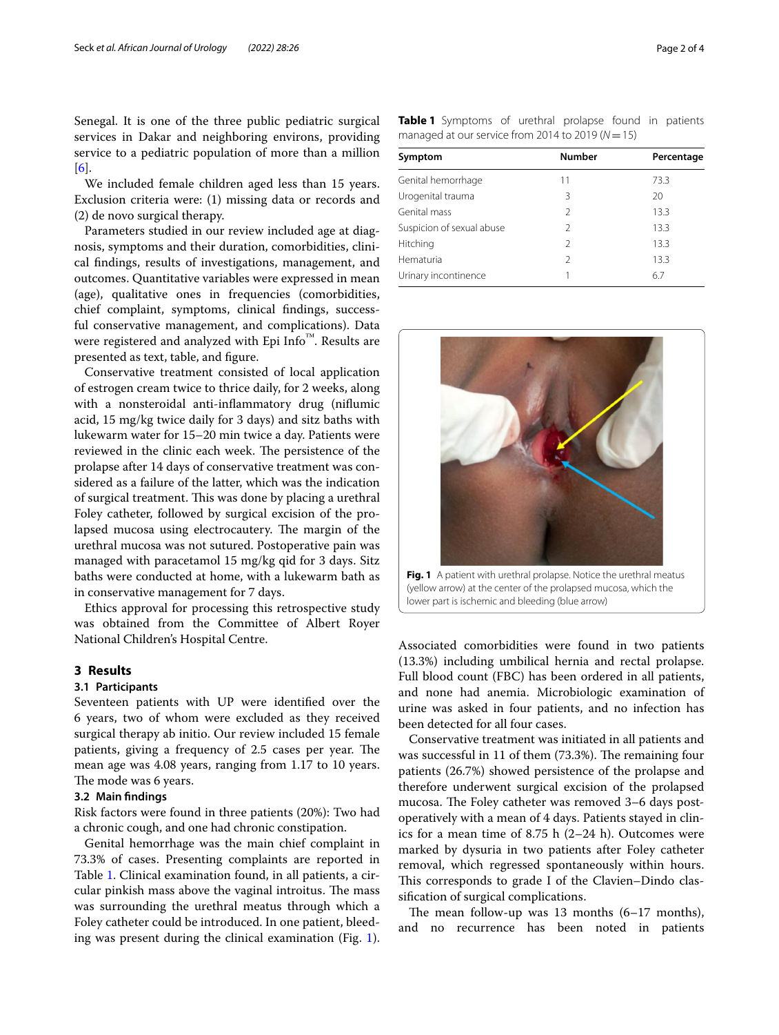Senegal. It is one of the three public pediatric surgical services in Dakar and neighboring environs, providing service to a pediatric population of more than a million [6].

We included female children aged less than 15 years. Exclusion criteria were: (1) missing data or records and (2) de novo surgical therapy.

Parameters studied in our review included age at diagnosis, symptoms and their duration, comorbidities, clinical findings, results of investigations, management, and outcomes. Quantitative variables were expressed in mean (age), qualitative ones in frequencies (comorbidities, chief complaint, symptoms, clinical findings, successful conservative management, and complications). Data were registered and analyzed with Epi Info™. Results are presented as text, table, and figure.

Conservative treatment consisted of local application of estrogen cream twice to thrice daily, for 2 weeks, along with a nonsteroidal anti-inflammatory drug (niflumic acid, 15 mg/kg twice daily for 3 days) and sitz baths with lukewarm water for 15–20 min twice a day. Patients were reviewed in the clinic each week. The persistence of the prolapse after 14 days of conservative treatment was considered as a failure of the latter, which was the indication of surgical treatment. This was done by placing a urethral Foley catheter, followed by surgical excision of the prolapsed mucosa using electrocautery. The margin of the urethral mucosa was not sutured. Postoperative pain was managed with paracetamol 15 mg/kg qid for 3 days. Sitz baths were conducted at home, with a lukewarm bath as in conservative management for 7 days.

Ethics approval for processing this retrospective study was obtained from the Committee of Albert Royer National Children's Hospital Centre.

## 3 Results

### 3.1 Participants

Seventeen patients with UP were identified over the 6 years, two of whom were excluded as they received surgical therapy ab initio. Our review included 15 female patients, giving a frequency of 2.5 cases per year. The mean age was 4.08 years, ranging from 1.17 to 10 years. The mode was 6 years.

### 3.2 Main findings

Risk factors were found in three patients (20%): Two had a chronic cough, and one had chronic constipation.

Genital hemorrhage was the main chief complaint in 73.3% of cases. Presenting complaints are reported in Table 1. Clinical examination found, in all patients, a circular pinkish mass above the vaginal introitus. The mass was surrounding the urethral meatus through which a Foley catheter could be introduced. In one patient, bleeding was present during the clinical examination (Fig. 1).

**Table 1** Symptoms of urethral prolapse found in patients managed at our service from 2014 to 2019 ($N = 15$)

| Symptom | Number | Percentage |
|---|---|---|
| Genital hemorrhage | 11 | 73.3 |
| Urogenital trauma | 3 | 20 |
| Genital mass | 2 | 13.3 |
| Suspicion of sexual abuse | 2 | 13.3 |
| Hitching | 2 | 13.3 |
| Hematuria | 2 | 13.3 |
| Urinary incontinence | 1 | 6.7 |

**Fig. 1** A patient with urethral prolapse. Notice the urethral meatus (yellow arrow) at the center of the prolapsed mucosa, which the lower part is ischemic and bleeding (blue arrow)

Associated comorbidities were found in two patients (13.3%) including umbilical hernia and rectal prolapse. Full blood count (FBC) has been ordered in all patients, and none had anemia. Microbiologic examination of urine was asked in four patients, and no infection has been detected for all four cases.

Conservative treatment was initiated in all patients and was successful in 11 of them (73.3%). The remaining four patients (26.7%) showed persistence of the prolapse and therefore underwent surgical excision of the prolapsed mucosa. The Foley catheter was removed 3–6 days postoperatively with a mean of 4 days. Patients stayed in clinics for a mean time of 8.75 h (2–24 h). Outcomes were marked by dysuria in two patients after Foley catheter removal, which regressed spontaneously within hours. This corresponds to grade I of the Clavien–Dindo classification of surgical complications.

The mean follow-up was 13 months (6–17 months), and no recurrence has been noted in patients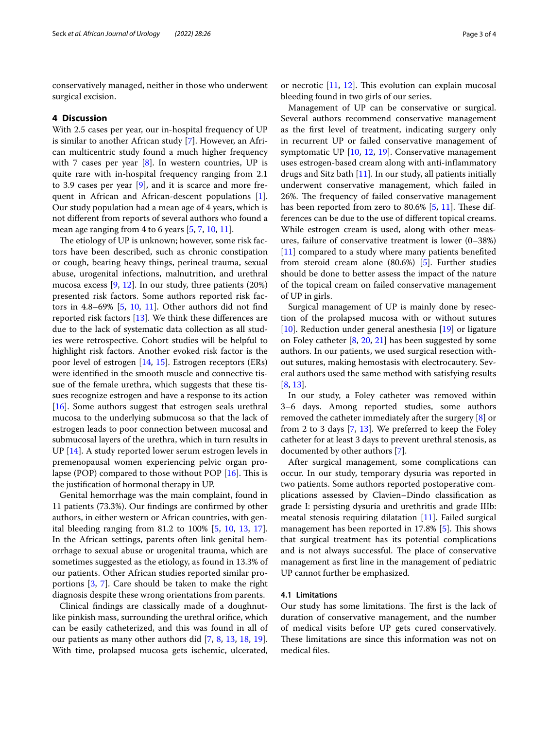conservatively managed, neither in those who underwent surgical excision.

## 4 Discussion

With 2.5 cases per year, our in-hospital frequency of UP is similar to another African study [7]. However, an African multicentric study found a much higher frequency with 7 cases per year [8]. In western countries, UP is quite rare with in-hospital frequency ranging from 2.1 to 3.9 cases per year [9], and it is scarce and more frequent in African and African-descent populations [1]. Our study population had a mean age of 4 years, which is not different from reports of several authors who found a mean age ranging from 4 to 6 years [5, 7, 10, 11].

The etiology of UP is unknown; however, some risk factors have been described, such as chronic constipation or cough, bearing heavy things, perineal trauma, sexual abuse, urogenital infections, malnutrition, and urethral mucosa excess [9, 12]. In our study, three patients (20%) presented risk factors. Some authors reported risk factors in 4.8–69% [5, 10, 11]. Other authors did not find reported risk factors [13]. We think these differences are due to the lack of systematic data collection as all studies were retrospective. Cohort studies will be helpful to highlight risk factors. Another evoked risk factor is the poor level of estrogen [14, 15]. Estrogen receptors (ERs) were identified in the smooth muscle and connective tissue of the female urethra, which suggests that these tissues recognize estrogen and have a response to its action [16]. Some authors suggest that estrogen seals urethral mucosa to the underlying submucosa so that the lack of estrogen leads to poor connection between mucosal and submucosal layers of the urethra, which in turn results in UP [14]. A study reported lower serum estrogen levels in premenopausal women experiencing pelvic organ prolapse (POP) compared to those without POP [16]. This is the justification of hormonal therapy in UP.

Genital hemorrhage was the main complaint, found in 11 patients (73.3%). Our findings are confirmed by other authors, in either western or African countries, with genital bleeding ranging from 81.2 to 100% [5, 10, 13, 17]. In the African settings, parents often link genital hemorrhage to sexual abuse or urogenital trauma, which are sometimes suggested as the etiology, as found in 13.3% of our patients. Other African studies reported similar proportions [3, 7]. Care should be taken to make the right diagnosis despite these wrong orientations from parents.

Clinical findings are classically made of a doughnut-like pinkish mass, surrounding the urethral orifice, which can be easily catheterized, and this was found in all of our patients as many other authors did [7, 8, 13, 18, 19]. With time, prolapsed mucosa gets ischemic, ulcerated, or necrotic [11, 12]. This evolution can explain mucosal bleeding found in two girls of our series.

Management of UP can be conservative or surgical. Several authors recommend conservative management as the first level of treatment, indicating surgery only in recurrent UP or failed conservative management of symptomatic UP [10, 12, 19]. Conservative management uses estrogen-based cream along with anti-inflammatory drugs and Sitz bath [11]. In our study, all patients initially underwent conservative management, which failed in 26%. The frequency of failed conservative management has been reported from zero to 80.6% [5, 11]. These differences can be due to the use of different topical creams. While estrogen cream is used, along with other measures, failure of conservative treatment is lower (0–38%) [11] compared to a study where many patients benefited from steroid cream alone (80.6%) [5]. Further studies should be done to better assess the impact of the nature of the topical cream on failed conservative management of UP in girls.

Surgical management of UP is mainly done by resection of the prolapsed mucosa with or without sutures [10]. Reduction under general anesthesia [19] or ligature on Foley catheter [8, 20, 21] has been suggested by some authors. In our patients, we used surgical resection without sutures, making hemostasis with electrocautery. Several authors used the same method with satisfying results [8, 13].

In our study, a Foley catheter was removed within 3–6 days. Among reported studies, some authors removed the catheter immediately after the surgery [8] or from 2 to 3 days [7, 13]. We preferred to keep the Foley catheter for at least 3 days to prevent urethral stenosis, as documented by other authors [7].

After surgical management, some complications can occur. In our study, temporary dysuria was reported in two patients. Some authors reported postoperative complications assessed by Clavien–Dindo classification as grade I: persisting dysuria and urethritis and grade IIIb: meatal stenosis requiring dilatation [11]. Failed surgical management has been reported in 17.8% [5]. This shows that surgical treatment has its potential complications and is not always successful. The place of conservative management as first line in the management of pediatric UP cannot further be emphasized.

### 4.1 Limitations

Our study has some limitations. The first is the lack of duration of conservative management, and the number of medical visits before UP gets cured conservatively. These limitations are since this information was not on medical files.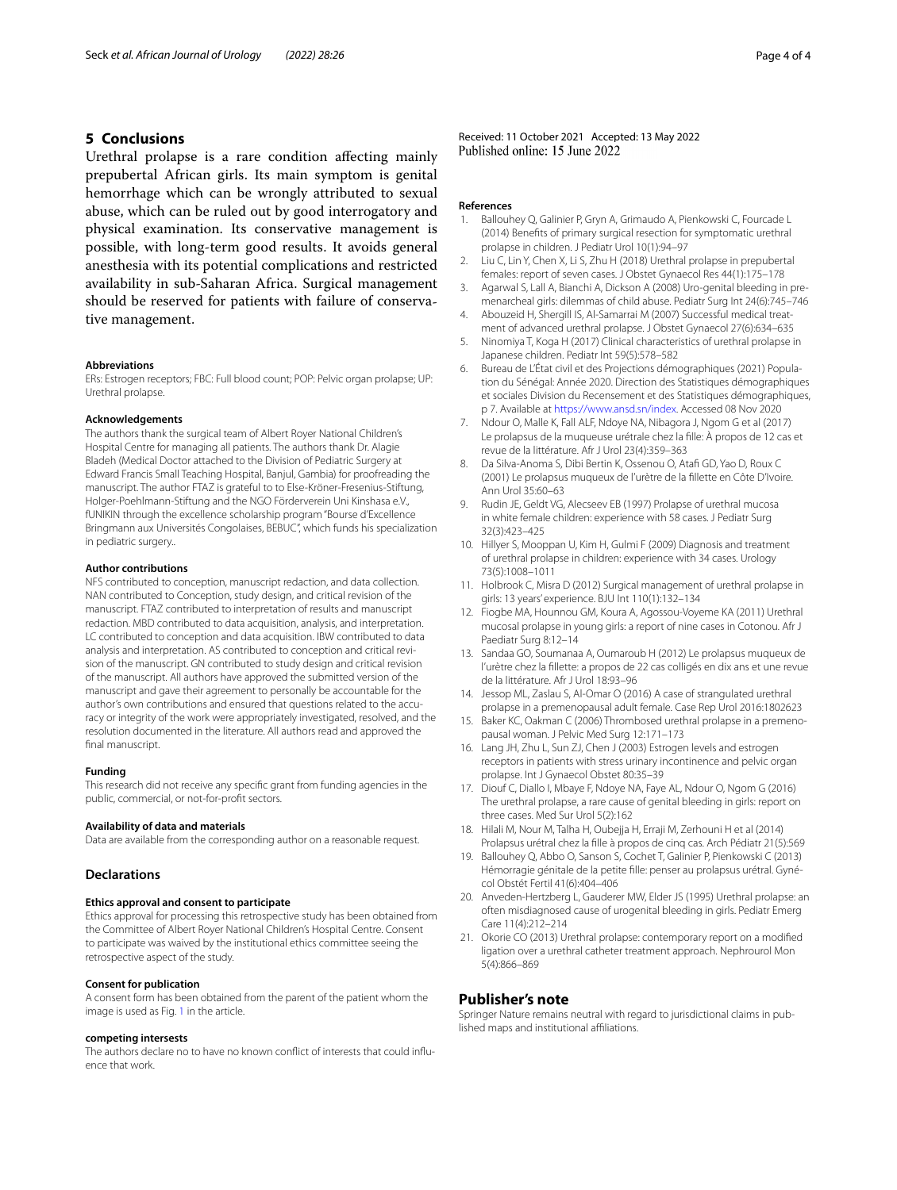## 5 Conclusions

Urethral prolapse is a rare condition affecting mainly prepubertal African girls. Its main symptom is genital hemorrhage which can be wrongly attributed to sexual abuse, which can be ruled out by good interrogatory and physical examination. Its conservative management is possible, with long-term good results. It avoids general anesthesia with its potential complications and restricted availability in sub-Saharan Africa. Surgical management should be reserved for patients with failure of conservative management.

#### Abbreviations

ERs: Estrogen receptors; FBC: Full blood count; POP: Pelvic organ prolapse; UP: Urethral prolapse.

#### Acknowledgements

The authors thank the surgical team of Albert Royer National Children's Hospital Centre for managing all patients. The authors thank Dr. Alagie Bladeh (Medical Doctor attached to the Division of Pediatric Surgery at Edward Francis Small Teaching Hospital, Banjul, Gambia) for proofreading the manuscript. The author FTAZ is grateful to to Else-Kröner-Fresenius-Stiftung, Holger-Poehlmann-Stiftung and the NGO Förderverein Uni Kinshasa e.V., fUNIKIN through the excellence scholarship program "Bourse d'Excellence Bringmann aux Universités Congolaises, BEBUC", which funds his specialization in pediatric surgery..

#### Author contributions

NFS contributed to conception, manuscript redaction, and data collection. NAN contributed to Conception, study design, and critical revision of the manuscript. FTAZ contributed to interpretation of results and manuscript redaction. MBD contributed to data acquisition, analysis, and interpretation. LC contributed to conception and data acquisition. IBW contributed to data analysis and interpretation. AS contributed to conception and critical revision of the manuscript. GN contributed to study design and critical revision of the manuscript. All authors have approved the submitted version of the manuscript and gave their agreement to personally be accountable for the author's own contributions and ensured that questions related to the accuracy or integrity of the work were appropriately investigated, resolved, and the resolution documented in the literature. All authors read and approved the final manuscript.

#### Funding

This research did not receive any specific grant from funding agencies in the public, commercial, or not-for-profit sectors.

#### Availability of data and materials

Data are available from the corresponding author on a reasonable request.

### Declarations

#### Ethics approval and consent to participate

Ethics approval for processing this retrospective study has been obtained from the Committee of Albert Royer National Children's Hospital Centre. Consent to participate was waived by the institutional ethics committee seeing the retrospective aspect of the study.

#### Consent for publication

A consent form has been obtained from the parent of the patient whom the image is used as Fig. 1 in the article.

#### competing intersests

The authors declare no to have no known conflict of interests that could influence that work.

Received: 11 October 2021 Accepted: 13 May 2022
Published online: 15 June 2022

#### References

1. Ballouhey Q, Galinier P, Gryn A, Grimaudo A, Pienkowski C, Fourcade L (2014) Benefits of primary surgical resection for symptomatic urethral prolapse in children. J Pediatr Urol 10(1):94–97
2. Liu C, Lin Y, Chen X, Li S, Zhu H (2018) Urethral prolapse in prepubertal females: report of seven cases. J Obstet Gynaecol Res 44(1):175–178
3. Agarwal S, Lall A, Bianchi A, Dickson A (2008) Uro-genital bleeding in premenarcheal girls: dilemmas of child abuse. Pediatr Surg Int 24(6):745–746
4. Abouzeid H, Shergill IS, Al-Samarrai M (2007) Successful medical treatment of advanced urethral prolapse. J Obstet Gynaecol 27(6):634–635
5. Ninomiya T, Koga H (2017) Clinical characteristics of urethral prolapse in Japanese children. Pediatr Int 59(5):578–582
6. Bureau de L'État civil et des Projections démographiques (2021) Population du Sénégal: Année 2020. Direction des Statistiques démographiques et sociales Division du Recensement et des Statistiques démographiques, p 7. Available at https://www.ansd.sn/index. Accessed 08 Nov 2020
7. Ndour O, Malle K, Fall ALF, Ndoye NA, Nibagora J, Ngom G et al (2017) Le prolapsus de la muqueuse urétrale chez la fille: À propos de 12 cas et revue de la littérature. Afr J Urol 23(4):359–363
8. Da Silva-Anoma S, Dibi Bertin K, Ossenou O, Atafi GD, Yao D, Roux C (2001) Le prolapsus muqueux de l'urètre de la fillette en Côte D'Ivoire. Ann Urol 35:60–63
9. Rudin JE, Geldt VG, Alecseev EB (1997) Prolapse of urethral mucosa in white female children: experience with 58 cases. J Pediatr Surg 32(3):423–425
10. Hillyer S, Mooppan U, Kim H, Gulmi F (2009) Diagnosis and treatment of urethral prolapse in children: experience with 34 cases. Urology 73(5):1008–1011
11. Holbrook C, Misra D (2012) Surgical management of urethral prolapse in girls: 13 years' experience. BJU Int 110(1):132–134
12. Fiogbe MA, Hounnou GM, Koura A, Agossou-Voyeme KA (2011) Urethral mucosal prolapse in young girls: a report of nine cases in Cotonou. Afr J Paediatr Surg 8:12–14
13. Sandaa GO, Soumanaa A, Oumaroub H (2012) Le prolapsus muqueux de l'urètre chez la fillette: a propos de 22 cas colligés en dix ans et une revue de la littérature. Afr J Urol 18:93–96
14. Jessop ML, Zaslau S, Al-Omar O (2016) A case of strangulated urethral prolapse in a premenopausal adult female. Case Rep Urol 2016:1802623
15. Baker KC, Oakman C (2006) Thrombosed urethral prolapse in a premenopausal woman. J Pelvic Med Surg 12:171–173
16. Lang JH, Zhu L, Sun ZJ, Chen J (2003) Estrogen levels and estrogen receptors in patients with stress urinary incontinence and pelvic organ prolapse. Int J Gynaecol Obstet 80:35–39
17. Diouf C, Diallo I, Mbaye F, Ndoye NA, Faye AL, Ndour O, Ngom G (2016) The urethral prolapse, a rare cause of genital bleeding in girls: report on three cases. Med Sur Urol 5(2):162
18. Hilali M, Nour M, Talha H, Oubejja H, Erraji M, Zerhouni H et al (2014) Prolapsus urétral chez la fille à propos de cinq cas. Arch Pédiatr 21(5):569
19. Ballouhey Q, Abbo O, Sanson S, Cochet T, Galinier P, Pienkowski C (2013) Hémorragie génitale de la petite fille: penser au prolapsus urétral. Gynécol Obstét Fertil 41(6):404–406
20. Anveden-Hertzberg L, Gauderer MW, Elder JS (1995) Urethral prolapse: an often misdiagnosed cause of urogenital bleeding in girls. Pediatr Emerg Care 11(4):212–214
21. Okorie CO (2013) Urethral prolapse: contemporary report on a modified ligation over a urethral catheter treatment approach. Nephrourol Mon 5(4):866–869

### Publisher's note

Springer Nature remains neutral with regard to jurisdictional claims in published maps and institutional affiliations.